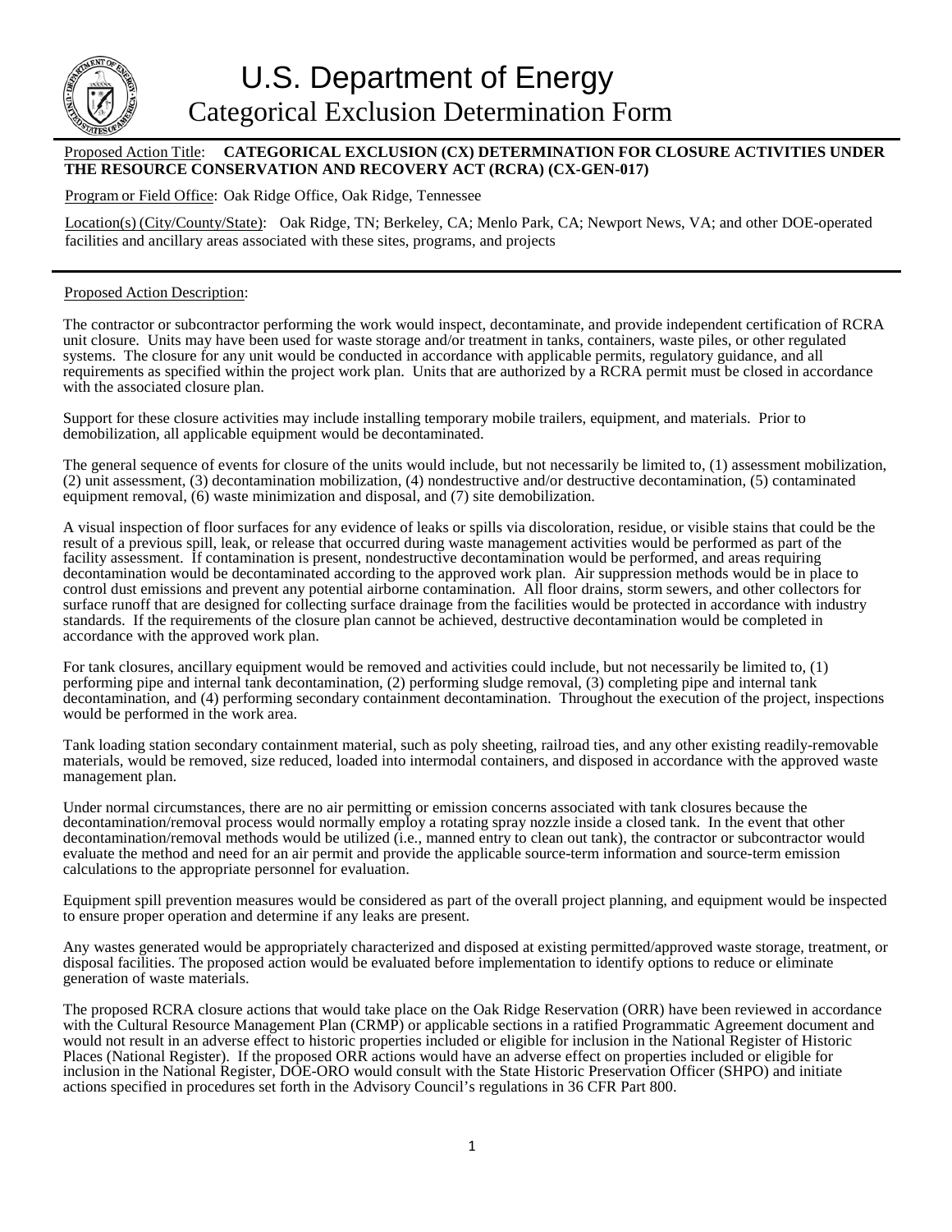# U.S. Department of Energy

## Categorical Exclusion Determination Form

Proposed Action Title: **CATEGORICAL EXCLUSION (CX) DETERMINATION FOR CLOSURE ACTIVITIES UNDER THE RESOURCE CONSERVATION AND RECOVERY ACT (RCRA) (CX-GEN-017)**

Program or Field Office: Oak Ridge Office, Oak Ridge, Tennessee

Location(s) (City/County/State): Oak Ridge, TN; Berkeley, CA; Menlo Park, CA; Newport News, VA; and other DOE-operated facilities and ancillary areas associated with these sites, programs, and projects

---

Proposed Action Description:

The contractor or subcontractor performing the work would inspect, decontaminate, and provide independent certification of RCRA unit closure. Units may have been used for waste storage and/or treatment in tanks, containers, waste piles, or other regulated systems. The closure for any unit would be conducted in accordance with applicable permits, regulatory guidance, and all requirements as specified within the project work plan. Units that are authorized by a RCRA permit must be closed in accordance with the associated closure plan.

Support for these closure activities may include installing temporary mobile trailers, equipment, and materials. Prior to demobilization, all applicable equipment would be decontaminated.

The general sequence of events for closure of the units would include, but not necessarily be limited to, (1) assessment mobilization, (2) unit assessment, (3) decontamination mobilization, (4) nondestructive and/or destructive decontamination, (5) contaminated equipment removal, (6) waste minimization and disposal, and (7) site demobilization.

A visual inspection of floor surfaces for any evidence of leaks or spills via discoloration, residue, or visible stains that could be the result of a previous spill, leak, or release that occurred during waste management activities would be performed as part of the facility assessment. If contamination is present, nondestructive decontamination would be performed, and areas requiring decontamination would be decontaminated according to the approved work plan. Air suppression methods would be in place to control dust emissions and prevent any potential airborne contamination. All floor drains, storm sewers, and other collectors for surface runoff that are designed for collecting surface drainage from the facilities would be protected in accordance with industry standards. If the requirements of the closure plan cannot be achieved, destructive decontamination would be completed in accordance with the approved work plan.

For tank closures, ancillary equipment would be removed and activities could include, but not necessarily be limited to, (1) performing pipe and internal tank decontamination, (2) performing sludge removal, (3) completing pipe and internal tank decontamination, and (4) performing secondary containment decontamination. Throughout the execution of the project, inspections would be performed in the work area.

Tank loading station secondary containment material, such as poly sheeting, railroad ties, and any other existing readily-removable materials, would be removed, size reduced, loaded into intermodal containers, and disposed in accordance with the approved waste management plan.

Under normal circumstances, there are no air permitting or emission concerns associated with tank closures because the decontamination/removal process would normally employ a rotating spray nozzle inside a closed tank. In the event that other decontamination/removal methods would be utilized (i.e., manned entry to clean out tank), the contractor or subcontractor would evaluate the method and need for an air permit and provide the applicable source-term information and source-term emission calculations to the appropriate personnel for evaluation.

Equipment spill prevention measures would be considered as part of the overall project planning, and equipment would be inspected to ensure proper operation and determine if any leaks are present.

Any wastes generated would be appropriately characterized and disposed at existing permitted/approved waste storage, treatment, or disposal facilities. The proposed action would be evaluated before implementation to identify options to reduce or eliminate generation of waste materials.

The proposed RCRA closure actions that would take place on the Oak Ridge Reservation (ORR) have been reviewed in accordance with the Cultural Resource Management Plan (CRMP) or applicable sections in a ratified Programmatic Agreement document and would not result in an adverse effect to historic properties included or eligible for inclusion in the National Register of Historic Places (National Register). If the proposed ORR actions would have an adverse effect on properties included or eligible for inclusion in the National Register, DOE-ORO would consult with the State Historic Preservation Officer (SHPO) and initiate actions specified in procedures set forth in the Advisory Council's regulations in 36 CFR Part 800.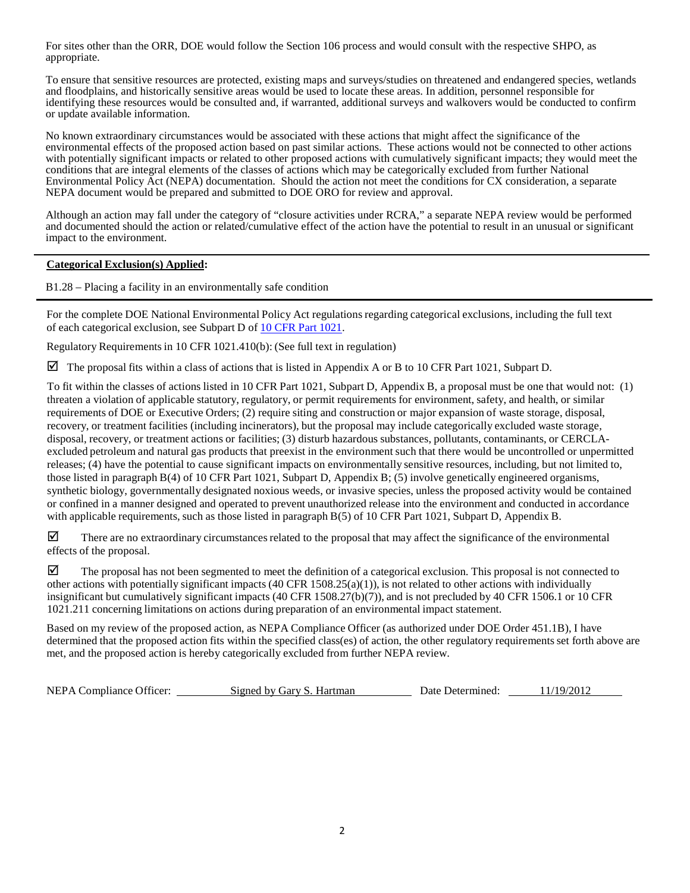For sites other than the ORR, DOE would follow the Section 106 process and would consult with the respective SHPO, as appropriate.

To ensure that sensitive resources are protected, existing maps and surveys/studies on threatened and endangered species, wetlands and floodplains, and historically sensitive areas would be used to locate these areas. In addition, personnel responsible for identifying these resources would be consulted and, if warranted, additional surveys and walkovers would be conducted to confirm or update available information.

No known extraordinary circumstances would be associated with these actions that might affect the significance of the environmental effects of the proposed action based on past similar actions. These actions would not be connected to other actions with potentially significant impacts or related to other proposed actions with cumulatively significant impacts; they would meet the conditions that are integral elements of the classes of actions which may be categorically excluded from further National Environmental Policy Act (NEPA) documentation. Should the action not meet the conditions for CX consideration, a separate NEPA document would be prepared and submitted to DOE ORO for review and approval.

Although an action may fall under the category of "closure activities under RCRA," a separate NEPA review would be performed and documented should the action or related/cumulative effect of the action have the potential to result in an unusual or significant impact to the environment.

**Categorical Exclusion(s) Applied:**

B1.28 – Placing a facility in an environmentally safe condition

For the complete DOE National Environmental Policy Act regulations regarding categorical exclusions, including the full text of each categorical exclusion, see Subpart D of [10 CFR Part 1021](10 CFR Part 1021).

Regulatory Requirements in 10 CFR 1021.410(b): (See full text in regulation)

☑ The proposal fits within a class of actions that is listed in Appendix A or B to 10 CFR Part 1021, Subpart D.

To fit within the classes of actions listed in 10 CFR Part 1021, Subpart D, Appendix B, a proposal must be one that would not: (1) threaten a violation of applicable statutory, regulatory, or permit requirements for environment, safety, and health, or similar requirements of DOE or Executive Orders; (2) require siting and construction or major expansion of waste storage, disposal, recovery, or treatment facilities (including incinerators), but the proposal may include categorically excluded waste storage, disposal, recovery, or treatment actions or facilities; (3) disturb hazardous substances, pollutants, contaminants, or CERCLA-excluded petroleum and natural gas products that preexist in the environment such that there would be uncontrolled or unpermitted releases; (4) have the potential to cause significant impacts on environmentally sensitive resources, including, but not limited to, those listed in paragraph B(4) of 10 CFR Part 1021, Subpart D, Appendix B; (5) involve genetically engineered organisms, synthetic biology, governmentally designated noxious weeds, or invasive species, unless the proposed activity would be contained or confined in a manner designed and operated to prevent unauthorized release into the environment and conducted in accordance with applicable requirements, such as those listed in paragraph B(5) of 10 CFR Part 1021, Subpart D, Appendix B.

☑ There are no extraordinary circumstances related to the proposal that may affect the significance of the environmental effects of the proposal.

☑ The proposal has not been segmented to meet the definition of a categorical exclusion. This proposal is not connected to other actions with potentially significant impacts (40 CFR 1508.25(a)(1)), is not related to other actions with individually insignificant but cumulatively significant impacts (40 CFR 1508.27(b)(7)), and is not precluded by 40 CFR 1506.1 or 10 CFR 1021.211 concerning limitations on actions during preparation of an environmental impact statement.

Based on my review of the proposed action, as NEPA Compliance Officer (as authorized under DOE Order 451.1B), I have determined that the proposed action fits within the specified class(es) of action, the other regulatory requirements set forth above are met, and the proposed action is hereby categorically excluded from further NEPA review.

NEPA Compliance Officer: Signed by Gary S. Hartman Date Determined: 11/19/2012